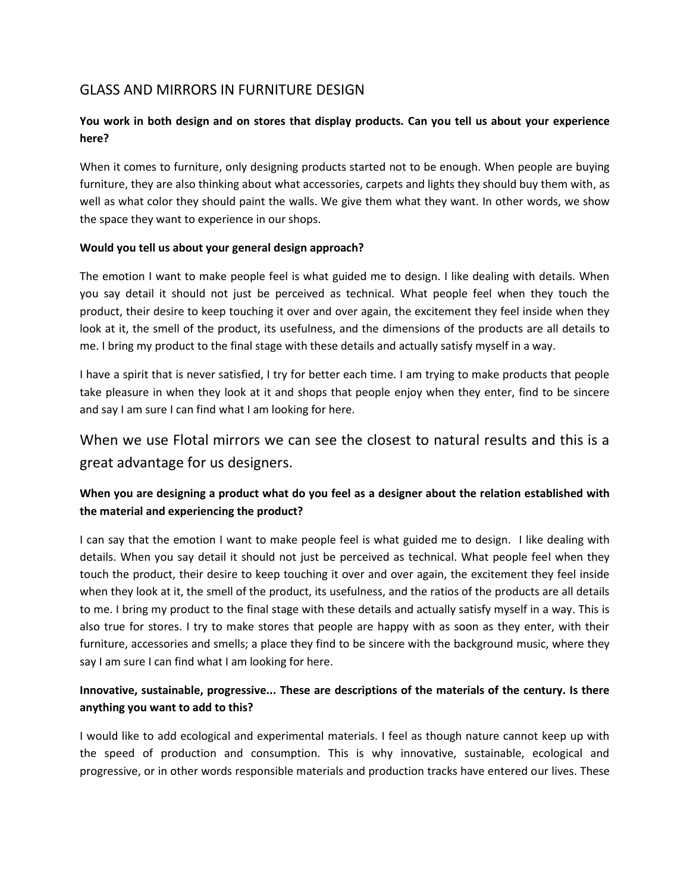# GLASS AND MIRRORS IN FURNITURE DESIGN

**You work in both design and on stores that display products. Can you tell us about your experience here?**

When it comes to furniture, only designing products started not to be enough. When people are buying furniture, they are also thinking about what accessories, carpets and lights they should buy them with, as well as what color they should paint the walls. We give them what they want. In other words, we show the space they want to experience in our shops.

**Would you tell us about your general design approach?**

The emotion I want to make people feel is what guided me to design. I like dealing with details. When you say detail it should not just be perceived as technical. What people feel when they touch the product, their desire to keep touching it over and over again, the excitement they feel inside when they look at it, the smell of the product, its usefulness, and the dimensions of the products are all details to me. I bring my product to the final stage with these details and actually satisfy myself in a way.

I have a spirit that is never satisfied, I try for better each time. I am trying to make products that people take pleasure in when they look at it and shops that people enjoy when they enter, find to be sincere and say I am sure I can find what I am looking for here.

## When we use Flotal mirrors we can see the closest to natural results and this is a great advantage for us designers.

**When you are designing a product what do you feel as a designer about the relation established with the material and experiencing the product?**

I can say that the emotion I want to make people feel is what guided me to design. I like dealing with details. When you say detail it should not just be perceived as technical. What people feel when they touch the product, their desire to keep touching it over and over again, the excitement they feel inside when they look at it, the smell of the product, its usefulness, and the ratios of the products are all details to me. I bring my product to the final stage with these details and actually satisfy myself in a way. This is also true for stores. I try to make stores that people are happy with as soon as they enter, with their furniture, accessories and smells; a place they find to be sincere with the background music, where they say I am sure I can find what I am looking for here.

**Innovative, sustainable, progressive... These are descriptions of the materials of the century. Is there anything you want to add to this?**

I would like to add ecological and experimental materials. I feel as though nature cannot keep up with the speed of production and consumption. This is why innovative, sustainable, ecological and progressive, or in other words responsible materials and production tracks have entered our lives. These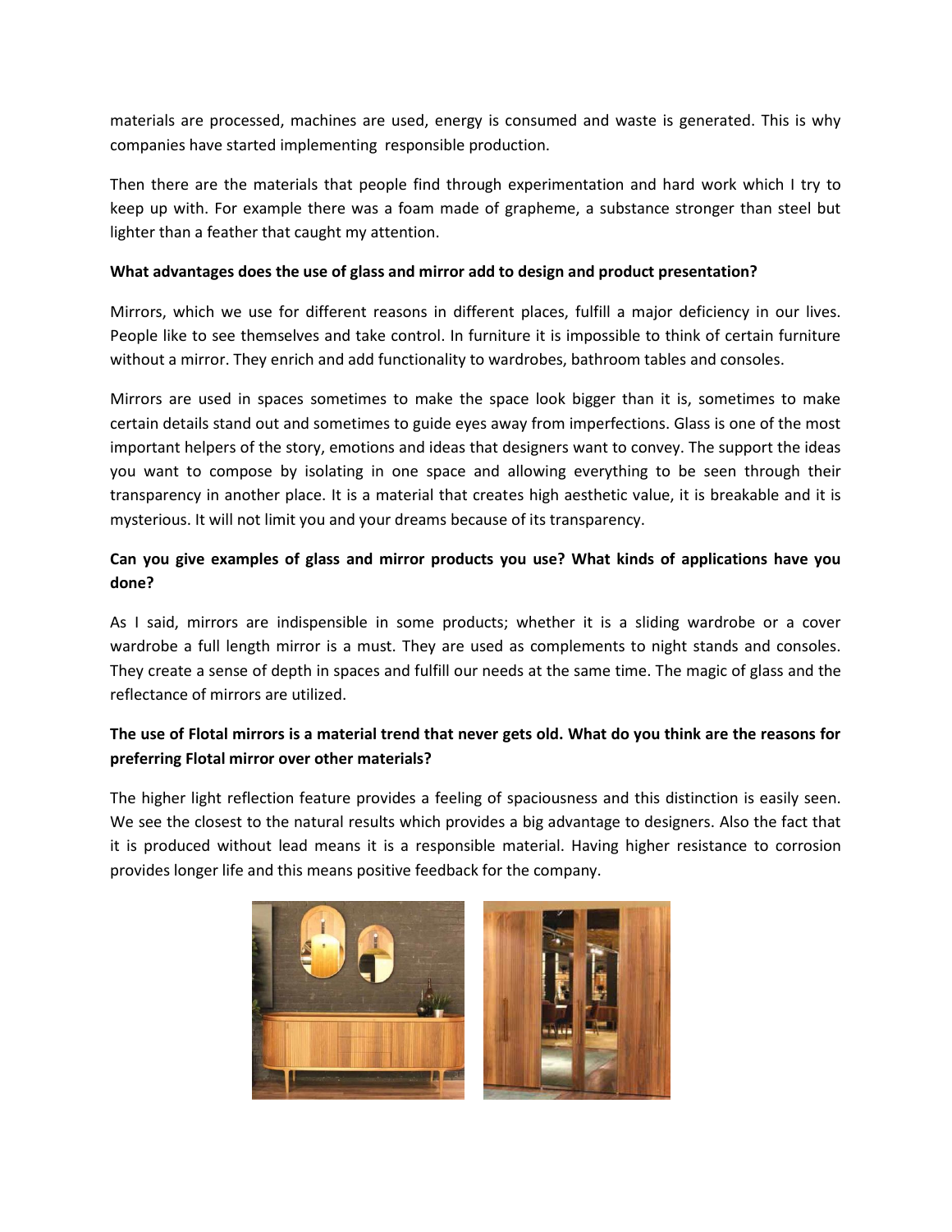materials are processed, machines are used, energy is consumed and waste is generated. This is why companies have started implementing responsible production.

Then there are the materials that people find through experimentation and hard work which I try to keep up with. For example there was a foam made of grapheme, a substance stronger than steel but lighter than a feather that caught my attention.

**What advantages does the use of glass and mirror add to design and product presentation?**

Mirrors, which we use for different reasons in different places, fulfill a major deficiency in our lives. People like to see themselves and take control. In furniture it is impossible to think of certain furniture without a mirror. They enrich and add functionality to wardrobes, bathroom tables and consoles.

Mirrors are used in spaces sometimes to make the space look bigger than it is, sometimes to make certain details stand out and sometimes to guide eyes away from imperfections. Glass is one of the most important helpers of the story, emotions and ideas that designers want to convey. The support the ideas you want to compose by isolating in one space and allowing everything to be seen through their transparency in another place. It is a material that creates high aesthetic value, it is breakable and it is mysterious. It will not limit you and your dreams because of its transparency.

**Can you give examples of glass and mirror products you use? What kinds of applications have you done?**

As I said, mirrors are indispensible in some products; whether it is a sliding wardrobe or a cover wardrobe a full length mirror is a must. They are used as complements to night stands and consoles. They create a sense of depth in spaces and fulfill our needs at the same time. The magic of glass and the reflectance of mirrors are utilized.

**The use of Flotal mirrors is a material trend that never gets old. What do you think are the reasons for preferring Flotal mirror over other materials?**

The higher light reflection feature provides a feeling of spaciousness and this distinction is easily seen. We see the closest to the natural results which provides a big advantage to designers. Also the fact that it is produced without lead means it is a responsible material. Having higher resistance to corrosion provides longer life and this means positive feedback for the company.